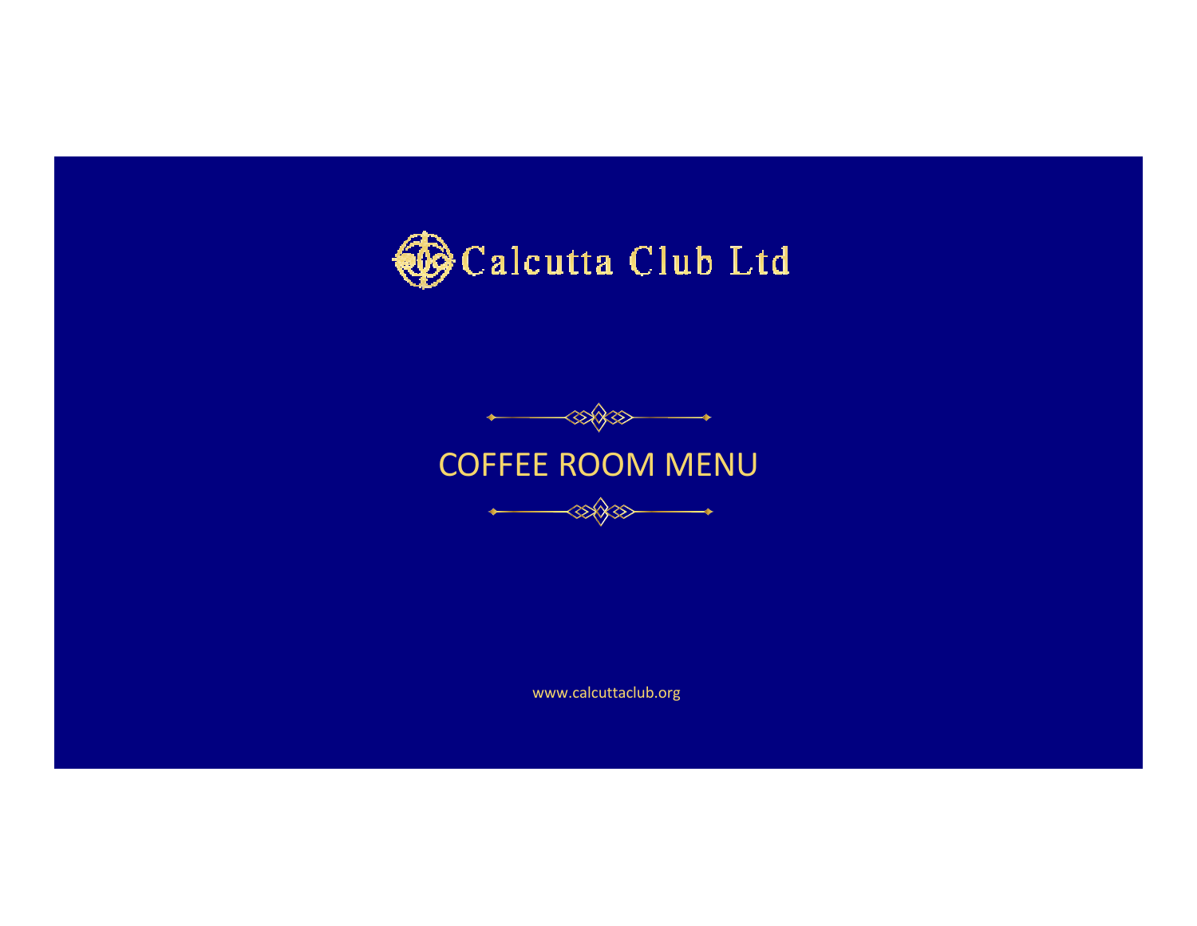# Calcutta Club Ltd

## COFFEE ROOM MENU

www.calcuttaclub.org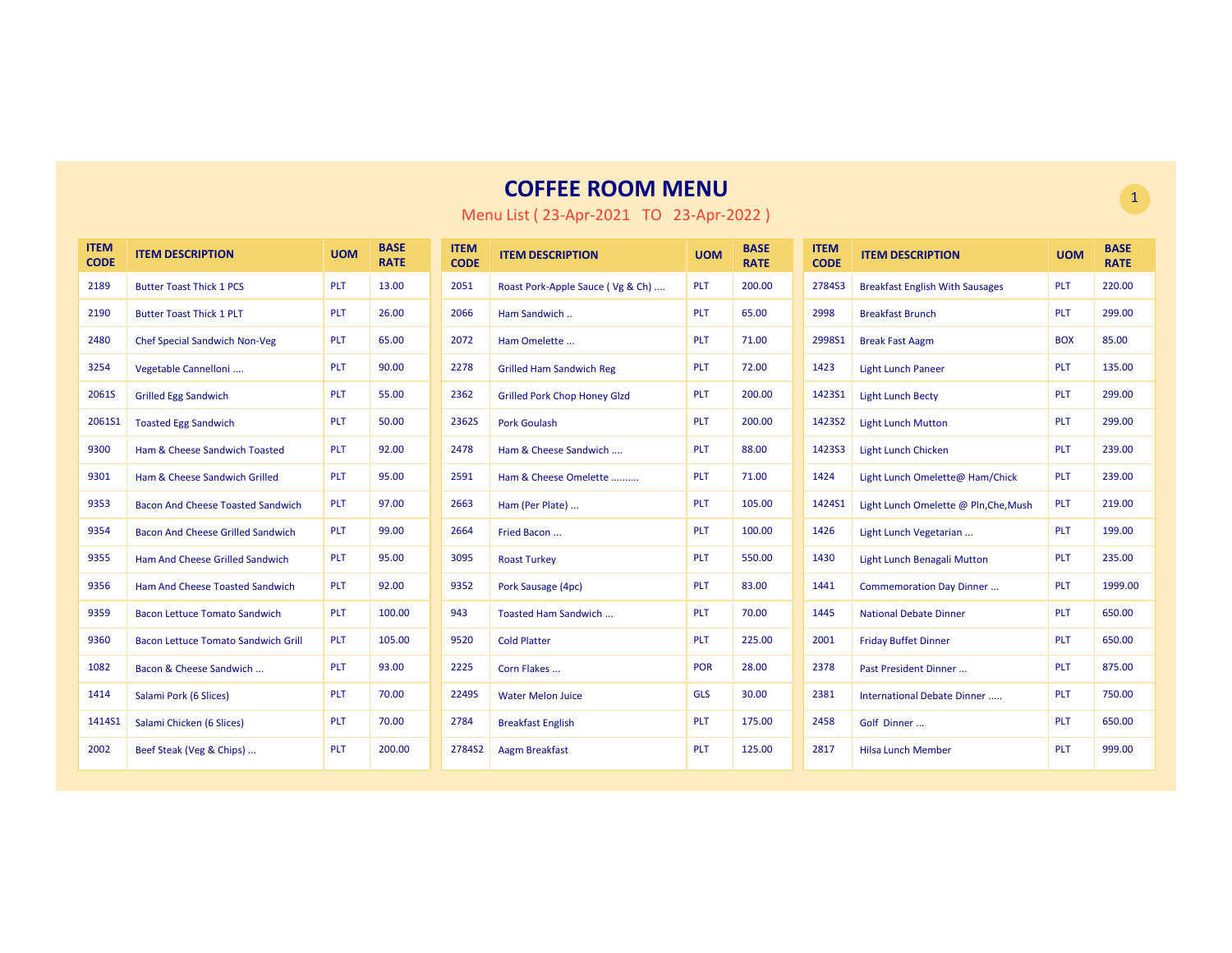# COFFEE ROOM MENU

Menu List ( 23-Apr-2021 TO 23-Apr-2022 )

| ITEM CODE | ITEM DESCRIPTION | UOM | BASE RATE |
|---|---|---|---|
| 2189 | Butter Toast Thick 1 PCS | PLT | 13.00 |
| 2190 | Butter Toast Thick 1 PLT | PLT | 26.00 |
| 2480 | Chef Special Sandwich Non-Veg | PLT | 65.00 |
| 3254 | Vegetable Cannelloni .... | PLT | 90.00 |
| 2061S | Grilled Egg Sandwich | PLT | 55.00 |
| 2061S1 | Toasted Egg Sandwich | PLT | 50.00 |
| 9300 | Ham & Cheese Sandwich Toasted | PLT | 92.00 |
| 9301 | Ham & Cheese Sandwich Grilled | PLT | 95.00 |
| 9353 | Bacon And Cheese Toasted Sandwich | PLT | 97.00 |
| 9354 | Bacon And Cheese Grilled Sandwich | PLT | 99.00 |
| 9355 | Ham And Cheese Grilled Sandwich | PLT | 95.00 |
| 9356 | Ham And Cheese Toasted Sandwich | PLT | 92.00 |
| 9359 | Bacon Lettuce Tomato Sandwich | PLT | 100.00 |
| 9360 | Bacon Lettuce Tomato Sandwich Grill | PLT | 105.00 |
| 1082 | Bacon & Cheese Sandwich ... | PLT | 93.00 |
| 1414 | Salami Pork (6 Slices) | PLT | 70.00 |
| 1414S1 | Salami Chicken (6 Slices) | PLT | 70.00 |
| 2002 | Beef Steak (Veg & Chips) ... | PLT | 200.00 |
| 2051 | Roast Pork-Apple Sauce ( Vg & Ch) .... | PLT | 200.00 |
| 2066 | Ham Sandwich .. | PLT | 65.00 |
| 2072 | Ham Omelette ... | PLT | 71.00 |
| 2278 | Grilled Ham Sandwich Reg | PLT | 72.00 |
| 2362 | Grilled Pork Chop Honey Glzd | PLT | 200.00 |
| 2362S | Pork Goulash | PLT | 200.00 |
| 2478 | Ham & Cheese Sandwich .... | PLT | 88.00 |
| 2591 | Ham & Cheese Omelette .......... | PLT | 71.00 |
| 2663 | Ham (Per Plate) ... | PLT | 105.00 |
| 2664 | Fried Bacon ... | PLT | 100.00 |
| 3095 | Roast Turkey | PLT | 550.00 |
| 9352 | Pork Sausage (4pc) | PLT | 83.00 |
| 943 | Toasted Ham Sandwich ... | PLT | 70.00 |
| 9520 | Cold Platter | PLT | 225.00 |
| 2225 | Corn Flakes ... | POR | 28.00 |
| 2249S | Water Melon Juice | GLS | 30.00 |
| 2784 | Breakfast English | PLT | 175.00 |
| 2784S2 | Aagm Breakfast | PLT | 125.00 |
| 2784S3 | Breakfast English With Sausages | PLT | 220.00 |
| 2998 | Breakfast Brunch | PLT | 299.00 |
| 2998S1 | Break Fast Aagm | BOX | 85.00 |
| 1423 | Light Lunch Paneer | PLT | 135.00 |
| 1423S1 | Light Lunch Becty | PLT | 299.00 |
| 1423S2 | Light Lunch Mutton | PLT | 299.00 |
| 1423S3 | Light Lunch Chicken | PLT | 239.00 |
| 1424 | Light Lunch Omelette@ Ham/Chick | PLT | 239.00 |
| 1424S1 | Light Lunch Omelette @ Pln,Che,Mush | PLT | 219.00 |
| 1426 | Light Lunch Vegetarian ... | PLT | 199.00 |
| 1430 | Light Lunch Benagali Mutton | PLT | 235.00 |
| 1441 | Commemoration Day Dinner ... | PLT | 1999.00 |
| 1445 | National Debate Dinner | PLT | 650.00 |
| 2001 | Friday Buffet Dinner | PLT | 650.00 |
| 2378 | Past President Dinner ... | PLT | 875.00 |
| 2381 | International Debate Dinner ..... | PLT | 750.00 |
| 2458 | Golf Dinner ... | PLT | 650.00 |
| 2817 | Hilsa Lunch Member | PLT | 999.00 |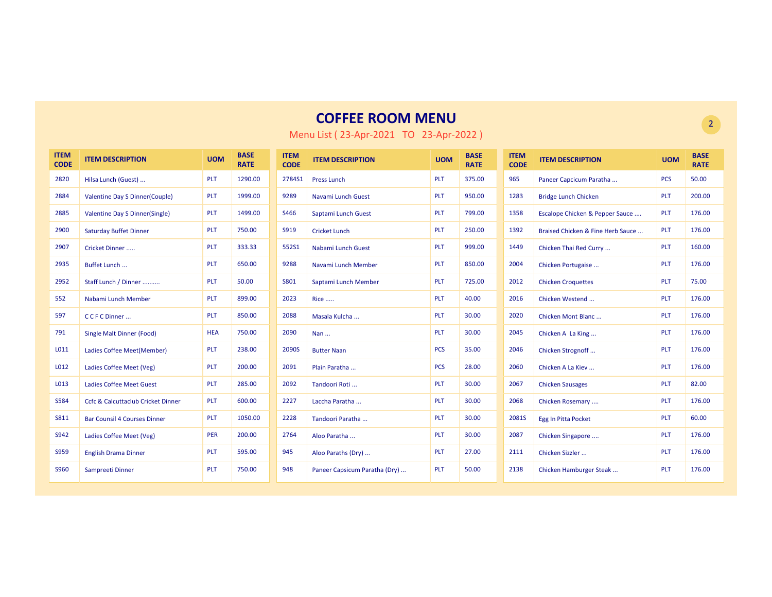# COFFEE ROOM MENU

Menu List ( 23-Apr-2021 TO 23-Apr-2022 )

| ITEM CODE | ITEM DESCRIPTION | UOM | BASE RATE |
|---|---|---|---|
| 2820 | Hilsa Lunch (Guest) ... | PLT | 1290.00 |
| 2884 | Valentine Day S Dinner(Couple) | PLT | 1999.00 |
| 2885 | Valentine Day S Dinner(Single) | PLT | 1499.00 |
| 2900 | Saturday Buffet Dinner | PLT | 750.00 |
| 2907 | Cricket Dinner ..... | PLT | 333.33 |
| 2935 | Buffet Lunch ... | PLT | 650.00 |
| 2952 | Staff Lunch / Dinner .......... | PLT | 50.00 |
| 552 | Nabami Lunch Member | PLT | 899.00 |
| 597 | C C F C Dinner ... | PLT | 850.00 |
| 791 | Single Malt Dinner (Food) | HEA | 750.00 |
| L011 | Ladies Coffee Meet(Member) | PLT | 238.00 |
| L012 | Ladies Coffee Meet (Veg) | PLT | 200.00 |
| L013 | Ladies Coffee Meet Guest | PLT | 285.00 |
| S584 | Ccfc & Calcuttaclub Cricket Dinner | PLT | 600.00 |
| S811 | Bar Counsil 4 Courses Dinner | PLT | 1050.00 |
| S942 | Ladies Coffee Meet (Veg) | PER | 200.00 |
| S959 | English Drama Dinner | PLT | 595.00 |
| S960 | Sampreeti Dinner | PLT | 750.00 |
| 2784S1 | Press Lunch | PLT | 375.00 |
| 9289 | Navami Lunch Guest | PLT | 950.00 |
| S466 | Saptami Lunch Guest | PLT | 799.00 |
| S919 | Cricket Lunch | PLT | 250.00 |
| 552S1 | Nabami Lunch Guest | PLT | 999.00 |
| 9288 | Navami Lunch Member | PLT | 850.00 |
| S801 | Saptami Lunch Member | PLT | 725.00 |
| 2023 | Rice ..... | PLT | 40.00 |
| 2088 | Masala Kulcha ... | PLT | 30.00 |
| 2090 | Nan ... | PLT | 30.00 |
| 2090S | Butter Naan | PCS | 35.00 |
| 2091 | Plain Paratha ... | PCS | 28.00 |
| 2092 | Tandoori Roti ... | PLT | 30.00 |
| 2227 | Laccha Paratha ... | PLT | 30.00 |
| 2228 | Tandoori Paratha ... | PLT | 30.00 |
| 2764 | Aloo Paratha ... | PLT | 30.00 |
| 945 | Aloo Paraths (Dry) ... | PLT | 27.00 |
| 948 | Paneer Capsicum Paratha (Dry) ... | PLT | 50.00 |
| 965 | Paneer Capcicum Paratha ... | PCS | 50.00 |
| 1283 | Bridge Lunch Chicken | PLT | 200.00 |
| 1358 | Escalope Chicken & Pepper Sauce .... | PLT | 176.00 |
| 1392 | Braised Chicken & Fine Herb Sauce ... | PLT | 176.00 |
| 1449 | Chicken Thai Red Curry ... | PLT | 160.00 |
| 2004 | Chicken Portugaise ... | PLT | 176.00 |
| 2012 | Chicken Croquettes | PLT | 75.00 |
| 2016 | Chicken Westend ... | PLT | 176.00 |
| 2020 | Chicken Mont Blanc ... | PLT | 176.00 |
| 2045 | Chicken A La King ... | PLT | 176.00 |
| 2046 | Chicken Strognoff ... | PLT | 176.00 |
| 2060 | Chicken A La Kiev ... | PLT | 176.00 |
| 2067 | Chicken Sausages | PLT | 82.00 |
| 2068 | Chicken Rosemary .... | PLT | 176.00 |
| 2081S | Egg In Pitta Pocket | PLT | 60.00 |
| 2087 | Chicken Singapore .... | PLT | 176.00 |
| 2111 | Chicken Sizzler ... | PLT | 176.00 |
| 2138 | Chicken Hamburger Steak ... | PLT | 176.00 |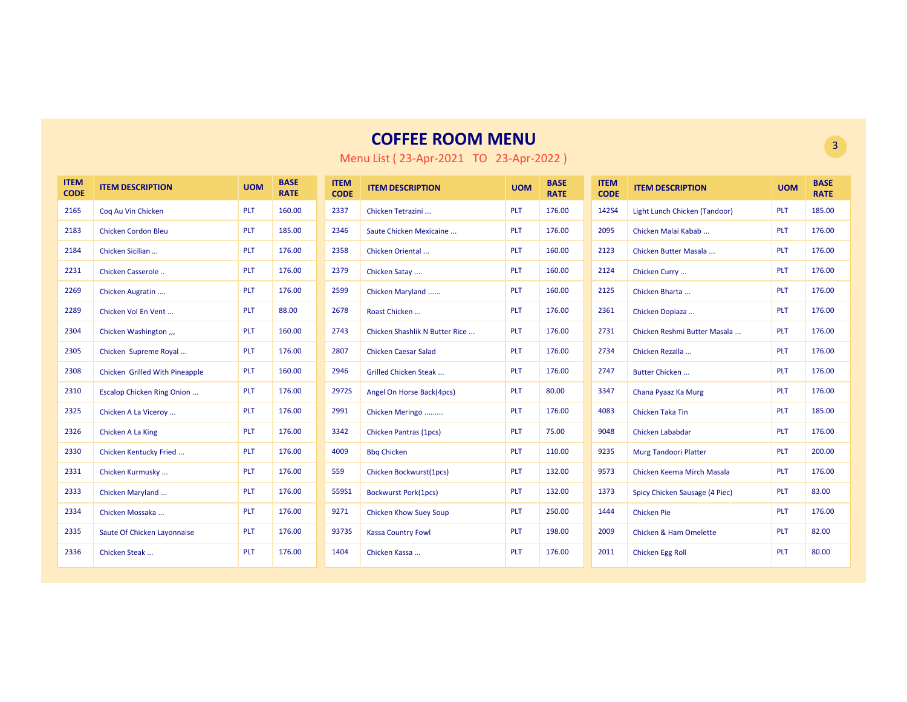# COFFEE ROOM MENU

Menu List ( 23-Apr-2021 TO 23-Apr-2022 )

| ITEM CODE | ITEM DESCRIPTION | UOM | BASE RATE |
|---|---|---|---|
| 2165 | Coq Au Vin Chicken | PLT | 160.00 |
| 2183 | Chicken Cordon Bleu | PLT | 185.00 |
| 2184 | Chicken Sicilian ... | PLT | 176.00 |
| 2231 | Chicken Casserole .. | PLT | 176.00 |
| 2269 | Chicken Augratin .... | PLT | 176.00 |
| 2289 | Chicken Vol En Vent ... | PLT | 88.00 |
| 2304 | Chicken Washington ,,, | PLT | 160.00 |
| 2305 | Chicken Supreme Royal ... | PLT | 176.00 |
| 2308 | Chicken Grilled With Pineapple | PLT | 160.00 |
| 2310 | Escalop Chicken Ring Onion ... | PLT | 176.00 |
| 2325 | Chicken A La Viceroy ... | PLT | 176.00 |
| 2326 | Chicken A La King | PLT | 176.00 |
| 2330 | Chicken Kentucky Fried ... | PLT | 176.00 |
| 2331 | Chicken Kurmusky ... | PLT | 176.00 |
| 2333 | Chicken Maryland ... | PLT | 176.00 |
| 2334 | Chicken Mossaka ... | PLT | 176.00 |
| 2335 | Saute Of Chicken Layonnaise | PLT | 176.00 |
| 2336 | Chicken Steak ... | PLT | 176.00 |
| 2337 | Chicken Tetrazini ... | PLT | 176.00 |
| 2346 | Saute Chicken Mexicaine ... | PLT | 176.00 |
| 2358 | Chicken Oriental ... | PLT | 160.00 |
| 2379 | Chicken Satay .... | PLT | 160.00 |
| 2599 | Chicken Maryland ...... | PLT | 160.00 |
| 2678 | Roast Chicken ... | PLT | 176.00 |
| 2743 | Chicken Shashlik N Butter Rice ... | PLT | 176.00 |
| 2807 | Chicken Caesar Salad | PLT | 176.00 |
| 2946 | Grilled Chicken Steak ... | PLT | 176.00 |
| 2972S | Angel On Horse Back(4pcs) | PLT | 80.00 |
| 2991 | Chicken Meringo ......... | PLT | 176.00 |
| 3342 | Chicken Pantras (1pcs) | PLT | 75.00 |
| 4009 | Bbq Chicken | PLT | 110.00 |
| 559 | Chicken Bockwurst(1pcs) | PLT | 132.00 |
| 559S1 | Bockwurst Pork(1pcs) | PLT | 132.00 |
| 9271 | Chicken Khow Suey Soup | PLT | 250.00 |
| 9373S | Kassa Country Fowl | PLT | 198.00 |
| 1404 | Chicken Kassa ... | PLT | 176.00 |
| 142S4 | Light Lunch Chicken (Tandoor) | PLT | 185.00 |
| 2095 | Chicken Malai Kabab ... | PLT | 176.00 |
| 2123 | Chicken Butter Masala ... | PLT | 176.00 |
| 2124 | Chicken Curry ... | PLT | 176.00 |
| 2125 | Chicken Bharta ... | PLT | 176.00 |
| 2361 | Chicken Dopiaza ... | PLT | 176.00 |
| 2731 | Chicken Reshmi Butter Masala ... | PLT | 176.00 |
| 2734 | Chicken Rezalla ... | PLT | 176.00 |
| 2747 | Butter Chicken ... | PLT | 176.00 |
| 3347 | Chana Pyaaz Ka Murg | PLT | 176.00 |
| 4083 | Chicken Taka Tin | PLT | 185.00 |
| 9048 | Chicken Lababdar | PLT | 176.00 |
| 9235 | Murg Tandoori Platter | PLT | 200.00 |
| 9573 | Chicken Keema Mirch Masala | PLT | 176.00 |
| 1373 | Spicy Chicken Sausage (4 Piec) | PLT | 83.00 |
| 1444 | Chicken Pie | PLT | 176.00 |
| 2009 | Chicken & Ham Omelette | PLT | 82.00 |
| 2011 | Chicken Egg Roll | PLT | 80.00 |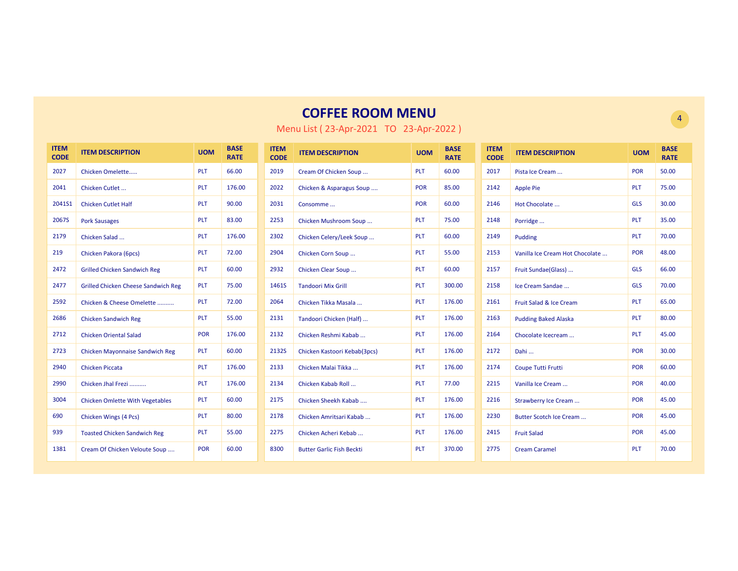# COFFEE ROOM MENU

Menu List ( 23-Apr-2021 TO 23-Apr-2022 )

| ITEM CODE | ITEM DESCRIPTION | UOM | BASE RATE |
|---|---|---|---|
| 2027 | Chicken Omelette..... | PLT | 66.00 |
| 2041 | Chicken Cutlet ... | PLT | 176.00 |
| 2041S1 | Chicken Cutlet Half | PLT | 90.00 |
| 2067S | Pork Sausages | PLT | 83.00 |
| 2179 | Chicken Salad ... | PLT | 176.00 |
| 219 | Chicken Pakora (6pcs) | PLT | 72.00 |
| 2472 | Grilled Chicken Sandwich Reg | PLT | 60.00 |
| 2477 | Grilled Chicken Cheese Sandwich Reg | PLT | 75.00 |
| 2592 | Chicken & Cheese Omelette .......... | PLT | 72.00 |
| 2686 | Chicken Sandwich Reg | PLT | 55.00 |
| 2712 | Chicken Oriental Salad | POR | 176.00 |
| 2723 | Chicken Mayonnaise Sandwich Reg | PLT | 60.00 |
| 2940 | Chicken Piccata | PLT | 176.00 |
| 2990 | Chicken Jhal Frezi .......... | PLT | 176.00 |
| 3004 | Chicken Omlette With Vegetables | PLT | 60.00 |
| 690 | Chicken Wings (4 Pcs) | PLT | 80.00 |
| 939 | Toasted Chicken Sandwich Reg | PLT | 55.00 |
| 1381 | Cream Of Chicken Veloute Soup .... | POR | 60.00 |
| 2019 | Cream Of Chicken Soup ... | PLT | 60.00 |
| 2022 | Chicken & Asparagus Soup .... | POR | 85.00 |
| 2031 | Consomme ... | POR | 60.00 |
| 2253 | Chicken Mushroom Soup ... | PLT | 75.00 |
| 2302 | Chicken Celery/Leek Soup ... | PLT | 60.00 |
| 2904 | Chicken Corn Soup ... | PLT | 55.00 |
| 2932 | Chicken Clear Soup ... | PLT | 60.00 |
| 1461S | Tandoori Mix Grill | PLT | 300.00 |
| 2064 | Chicken Tikka Masala ... | PLT | 176.00 |
| 2131 | Tandoori Chicken (Half) ... | PLT | 176.00 |
| 2132 | Chicken Reshmi Kabab ... | PLT | 176.00 |
| 2132S | Chicken Kastoori Kebab(3pcs) | PLT | 176.00 |
| 2133 | Chicken Malai Tikka ... | PLT | 176.00 |
| 2134 | Chicken Kabab Roll ... | PLT | 77.00 |
| 2175 | Chicken Sheekh Kabab .... | PLT | 176.00 |
| 2178 | Chicken Amritsari Kabab ... | PLT | 176.00 |
| 2275 | Chicken Acheri Kebab ... | PLT | 176.00 |
| 8300 | Butter Garlic Fish Beckti | PLT | 370.00 |
| 2017 | Pista Ice Cream ... | POR | 50.00 |
| 2142 | Apple Pie | PLT | 75.00 |
| 2146 | Hot Chocolate ... | GLS | 30.00 |
| 2148 | Porridge ... | PLT | 35.00 |
| 2149 | Pudding | PLT | 70.00 |
| 2153 | Vanilla Ice Cream Hot Chocolate ... | POR | 48.00 |
| 2157 | Fruit Sundae(Glass) ... | GLS | 66.00 |
| 2158 | Ice Cream Sandae ... | GLS | 70.00 |
| 2161 | Fruit Salad & Ice Cream | PLT | 65.00 |
| 2163 | Pudding Baked Alaska | PLT | 80.00 |
| 2164 | Chocolate Icecream ... | PLT | 45.00 |
| 2172 | Dahi ... | POR | 30.00 |
| 2174 | Coupe Tutti Frutti | POR | 60.00 |
| 2215 | Vanilla Ice Cream ... | POR | 40.00 |
| 2216 | Strawberry Ice Cream ... | POR | 45.00 |
| 2230 | Butter Scotch Ice Cream ... | POR | 45.00 |
| 2415 | Fruit Salad | POR | 45.00 |
| 2775 | Cream Caramel | PLT | 70.00 |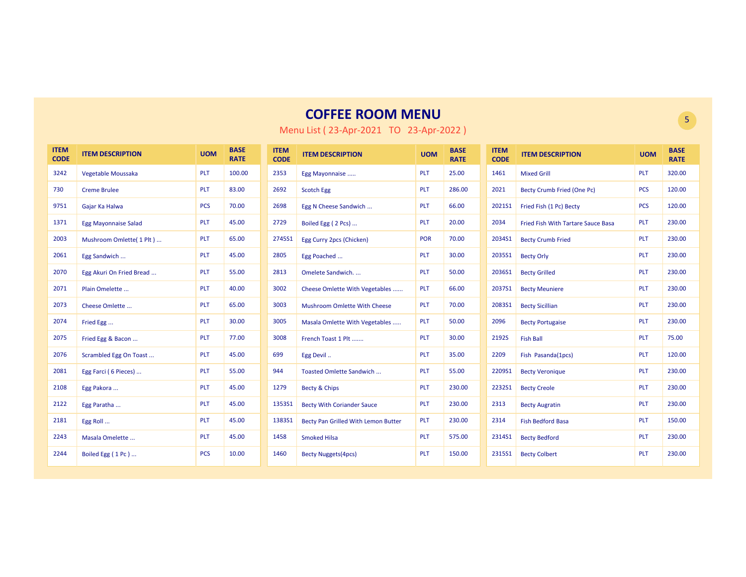# COFFEE ROOM MENU

Menu List ( 23-Apr-2021 TO 23-Apr-2022 )

| ITEM CODE | ITEM DESCRIPTION | UOM | BASE RATE |
|---|---|---|---|
| 3242 | Vegetable Moussaka | PLT | 100.00 |
| 730 | Creme Brulee | PLT | 83.00 |
| 9751 | Gajar Ka Halwa | PCS | 70.00 |
| 1371 | Egg Mayonnaise Salad | PLT | 45.00 |
| 2003 | Mushroom Omlette( 1 Plt ) ... | PLT | 65.00 |
| 2061 | Egg Sandwich ... | PLT | 45.00 |
| 2070 | Egg Akuri On Fried Bread ... | PLT | 55.00 |
| 2071 | Plain Omelette ... | PLT | 40.00 |
| 2073 | Cheese Omlette ... | PLT | 65.00 |
| 2074 | Fried Egg ... | PLT | 30.00 |
| 2075 | Fried Egg & Bacon ... | PLT | 77.00 |
| 2076 | Scrambled Egg On Toast ... | PLT | 45.00 |
| 2081 | Egg Farci ( 6 Pieces) ... | PLT | 55.00 |
| 2108 | Egg Pakora ... | PLT | 45.00 |
| 2122 | Egg Paratha ... | PLT | 45.00 |
| 2181 | Egg Roll ... | PLT | 45.00 |
| 2243 | Masala Omelette ... | PLT | 45.00 |
| 2244 | Boiled Egg ( 1 Pc ) ... | PCS | 10.00 |
| 2353 | Egg Mayonnaise ..... | PLT | 25.00 |
| 2692 | Scotch Egg | PLT | 286.00 |
| 2698 | Egg N Cheese Sandwich ... | PLT | 66.00 |
| 2729 | Boiled Egg ( 2 Pcs) ... | PLT | 20.00 |
| 2745S1 | Egg Curry 2pcs (Chicken) | POR | 70.00 |
| 2805 | Egg Poached ... | PLT | 30.00 |
| 2813 | Omelete Sandwich. ... | PLT | 50.00 |
| 3002 | Cheese Omlette With Vegetables ...... | PLT | 66.00 |
| 3003 | Mushroom Omlette With Cheese | PLT | 70.00 |
| 3005 | Masala Omlette With Vegetables ..... | PLT | 50.00 |
| 3008 | French Toast 1 Plt ....... | PLT | 30.00 |
| 699 | Egg Devil .. | PLT | 35.00 |
| 944 | Toasted Omlette Sandwich ... | PLT | 55.00 |
| 1279 | Becty & Chips | PLT | 230.00 |
| 1353S1 | Becty With Coriander Sauce | PLT | 230.00 |
| 1383S1 | Becty Pan Grilled With Lemon Butter | PLT | 230.00 |
| 1458 | Smoked Hilsa | PLT | 575.00 |
| 1460 | Becty Nuggets(4pcs) | PLT | 150.00 |
| 1461 | Mixed Grill | PLT | 320.00 |
| 2021 | Becty Crumb Fried (One Pc) | PCS | 120.00 |
| 2021S1 | Fried Fish (1 Pc) Becty | PCS | 120.00 |
| 2034 | Fried Fish With Tartare Sauce Basa | PLT | 230.00 |
| 2034S1 | Becty Crumb Fried | PLT | 230.00 |
| 2035S1 | Becty Orly | PLT | 230.00 |
| 2036S1 | Becty Grilled | PLT | 230.00 |
| 2037S1 | Becty Meuniere | PLT | 230.00 |
| 2083S1 | Becty Sicillian | PLT | 230.00 |
| 2096 | Becty Portugaise | PLT | 230.00 |
| 2192S | Fish Ball | PLT | 75.00 |
| 2209 | Fish Pasanda(1pcs) | PLT | 120.00 |
| 2209S1 | Becty Veronique | PLT | 230.00 |
| 2232S1 | Becty Creole | PLT | 230.00 |
| 2313 | Becty Augratin | PLT | 230.00 |
| 2314 | Fish Bedford Basa | PLT | 150.00 |
| 2314S1 | Becty Bedford | PLT | 230.00 |
| 2315S1 | Becty Colbert | PLT | 230.00 |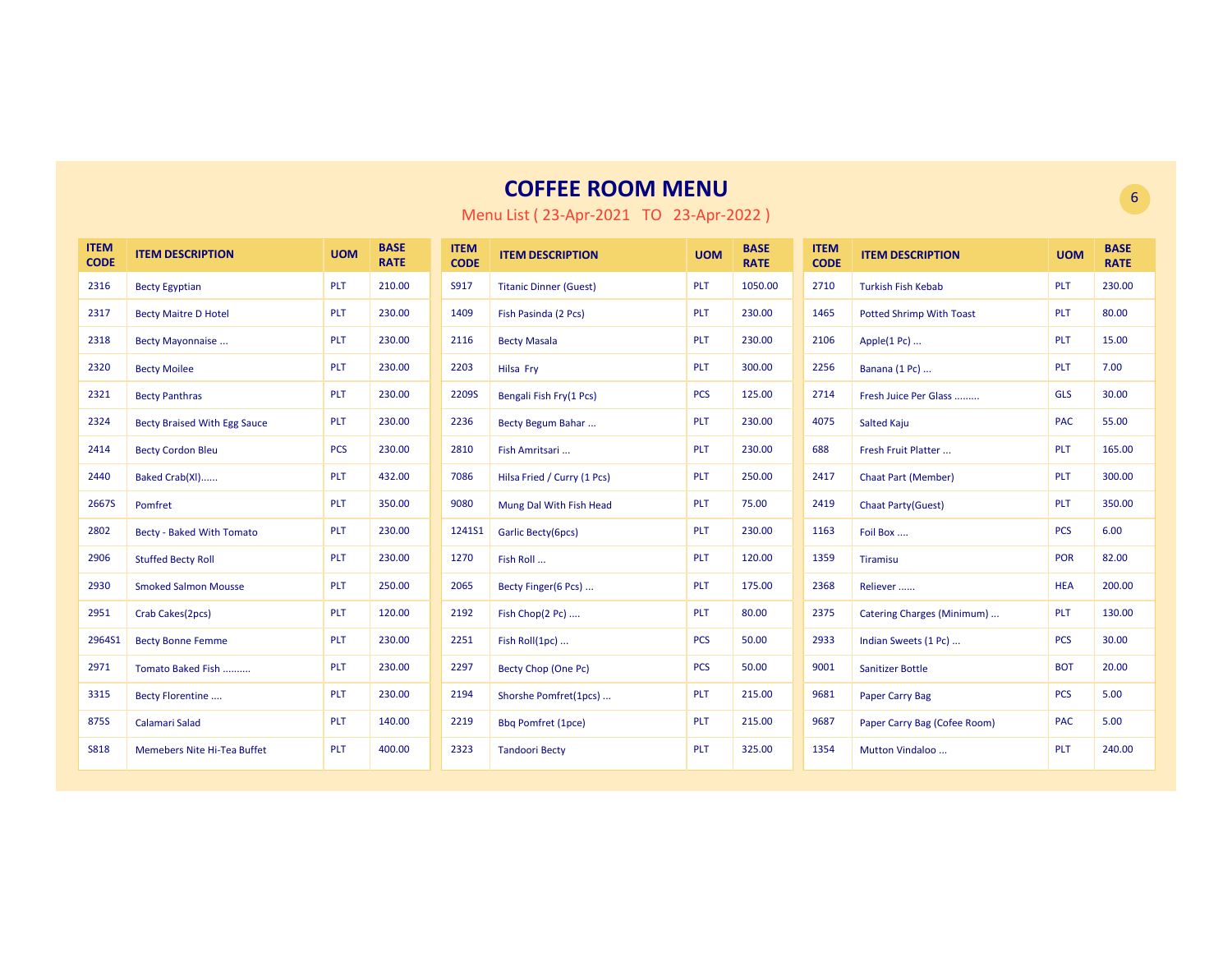# COFFEE ROOM MENU

Menu List ( 23-Apr-2021 TO 23-Apr-2022 )

| ITEM CODE | ITEM DESCRIPTION | UOM | BASE RATE |
|---|---|---|---|
| 2316 | Becty Egyptian | PLT | 210.00 |
| 2317 | Becty Maitre D Hotel | PLT | 230.00 |
| 2318 | Becty Mayonnaise ... | PLT | 230.00 |
| 2320 | Becty Moilee | PLT | 230.00 |
| 2321 | Becty Panthras | PLT | 230.00 |
| 2324 | Becty Braised With Egg Sauce | PLT | 230.00 |
| 2414 | Becty Cordon Bleu | PCS | 230.00 |
| 2440 | Baked Crab(Xl)...... | PLT | 432.00 |
| 2667S | Pomfret | PLT | 350.00 |
| 2802 | Becty - Baked With Tomato | PLT | 230.00 |
| 2906 | Stuffed Becty Roll | PLT | 230.00 |
| 2930 | Smoked Salmon Mousse | PLT | 250.00 |
| 2951 | Crab Cakes(2pcs) | PLT | 120.00 |
| 2964S1 | Becty Bonne Femme | PLT | 230.00 |
| 2971 | Tomato Baked Fish .......... | PLT | 230.00 |
| 3315 | Becty Florentine .... | PLT | 230.00 |
| 875S | Calamari Salad | PLT | 140.00 |
| S818 | Memebers Nite Hi-Tea Buffet | PLT | 400.00 |
| S917 | Titanic Dinner (Guest) | PLT | 1050.00 |
| 1409 | Fish Pasinda (2 Pcs) | PLT | 230.00 |
| 2116 | Becty Masala | PLT | 230.00 |
| 2203 | Hilsa Fry | PLT | 300.00 |
| 2209S | Bengali Fish Fry(1 Pcs) | PCS | 125.00 |
| 2236 | Becty Begum Bahar ... | PLT | 230.00 |
| 2810 | Fish Amritsari ... | PLT | 230.00 |
| 7086 | Hilsa Fried / Curry (1 Pcs) | PLT | 250.00 |
| 9080 | Mung Dal With Fish Head | PLT | 75.00 |
| 1241S1 | Garlic Becty(6pcs) | PLT | 230.00 |
| 1270 | Fish Roll ... | PLT | 120.00 |
| 2065 | Becty Finger(6 Pcs) ... | PLT | 175.00 |
| 2192 | Fish Chop(2 Pc) .... | PLT | 80.00 |
| 2251 | Fish Roll(1pc) ... | PCS | 50.00 |
| 2297 | Becty Chop (One Pc) | PCS | 50.00 |
| 2194 | Shorshe Pomfret(1pcs) ... | PLT | 215.00 |
| 2219 | Bbq Pomfret (1pce) | PLT | 215.00 |
| 2323 | Tandoori Becty | PLT | 325.00 |
| 2710 | Turkish Fish Kebab | PLT | 230.00 |
| 1465 | Potted Shrimp With Toast | PLT | 80.00 |
| 2106 | Apple(1 Pc) ... | PLT | 15.00 |
| 2256 | Banana (1 Pc) ... | PLT | 7.00 |
| 2714 | Fresh Juice Per Glass ......... | GLS | 30.00 |
| 4075 | Salted Kaju | PAC | 55.00 |
| 688 | Fresh Fruit Platter ... | PLT | 165.00 |
| 2417 | Chaat Part (Member) | PLT | 300.00 |
| 2419 | Chaat Party(Guest) | PLT | 350.00 |
| 1163 | Foil Box .... | PCS | 6.00 |
| 1359 | Tiramisu | POR | 82.00 |
| 2368 | Reliever ...... | HEA | 200.00 |
| 2375 | Catering Charges (Minimum) ... | PLT | 130.00 |
| 2933 | Indian Sweets (1 Pc) ... | PCS | 30.00 |
| 9001 | Sanitizer Bottle | BOT | 20.00 |
| 9681 | Paper Carry Bag | PCS | 5.00 |
| 9687 | Paper Carry Bag (Cofee Room) | PAC | 5.00 |
| 1354 | Mutton Vindaloo ... | PLT | 240.00 |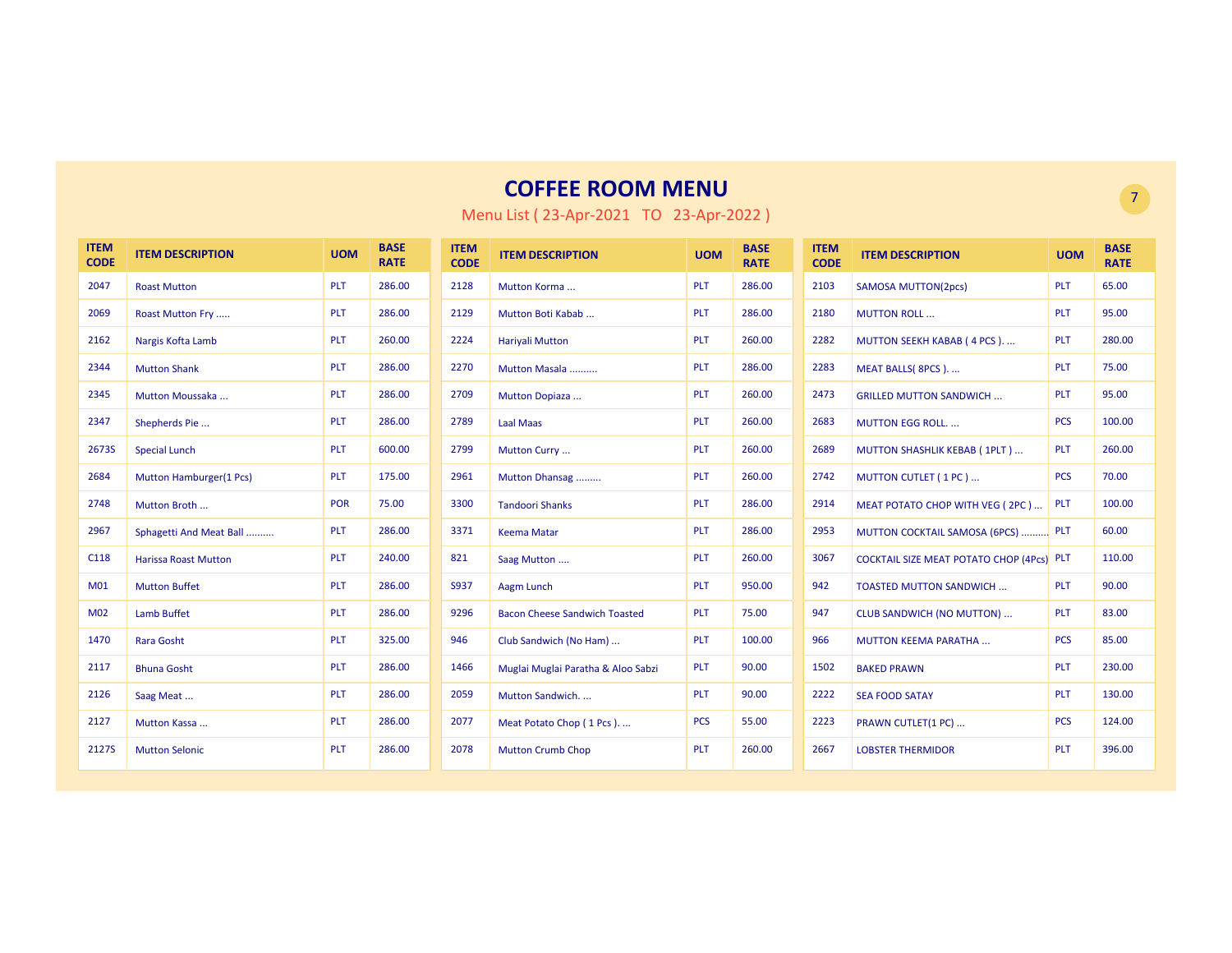# COFFEE ROOM MENU

Menu List ( 23-Apr-2021 TO 23-Apr-2022 )

| ITEM CODE | ITEM DESCRIPTION | UOM | BASE RATE |
|---|---|---|---|
| 2047 | Roast Mutton | PLT | 286.00 |
| 2069 | Roast Mutton Fry ..... | PLT | 286.00 |
| 2162 | Nargis Kofta Lamb | PLT | 260.00 |
| 2344 | Mutton Shank | PLT | 286.00 |
| 2345 | Mutton Moussaka ... | PLT | 286.00 |
| 2347 | Shepherds Pie ... | PLT | 286.00 |
| 2673S | Special Lunch | PLT | 600.00 |
| 2684 | Mutton Hamburger(1 Pcs) | PLT | 175.00 |
| 2748 | Mutton Broth ... | POR | 75.00 |
| 2967 | Sphagetti And Meat Ball .......... | PLT | 286.00 |
| C118 | Harissa Roast Mutton | PLT | 240.00 |
| M01 | Mutton Buffet | PLT | 286.00 |
| M02 | Lamb Buffet | PLT | 286.00 |
| 1470 | Rara Gosht | PLT | 325.00 |
| 2117 | Bhuna Gosht | PLT | 286.00 |
| 2126 | Saag Meat ... | PLT | 286.00 |
| 2127 | Mutton Kassa ... | PLT | 286.00 |
| 2127S | Mutton Selonic | PLT | 286.00 |
| 2128 | Mutton Korma ... | PLT | 286.00 |
| 2129 | Mutton Boti Kabab ... | PLT | 286.00 |
| 2224 | Hariyali Mutton | PLT | 260.00 |
| 2270 | Mutton Masala .......... | PLT | 286.00 |
| 2709 | Mutton Dopiaza ... | PLT | 260.00 |
| 2789 | Laal Maas | PLT | 260.00 |
| 2799 | Mutton Curry ... | PLT | 260.00 |
| 2961 | Mutton Dhansag ......... | PLT | 260.00 |
| 3300 | Tandoori Shanks | PLT | 286.00 |
| 3371 | Keema Matar | PLT | 286.00 |
| 821 | Saag Mutton .... | PLT | 260.00 |
| S937 | Aagm Lunch | PLT | 950.00 |
| 9296 | Bacon Cheese Sandwich Toasted | PLT | 75.00 |
| 946 | Club Sandwich (No Ham) ... | PLT | 100.00 |
| 1466 | Muglai Muglai Paratha & Aloo Sabzi | PLT | 90.00 |
| 2059 | Mutton Sandwich. ... | PLT | 90.00 |
| 2077 | Meat Potato Chop ( 1 Pcs ). ... | PCS | 55.00 |
| 2078 | Mutton Crumb Chop | PLT | 260.00 |
| 2103 | SAMOSA MUTTON(2pcs) | PLT | 65.00 |
| 2180 | MUTTON ROLL ... | PLT | 95.00 |
| 2282 | MUTTON SEEKH KABAB ( 4 PCS ). ... | PLT | 280.00 |
| 2283 | MEAT BALLS( 8PCS ). ... | PLT | 75.00 |
| 2473 | GRILLED MUTTON SANDWICH ... | PLT | 95.00 |
| 2683 | MUTTON EGG ROLL. ... | PCS | 100.00 |
| 2689 | MUTTON SHASHLIK KEBAB ( 1PLT ) ... | PLT | 260.00 |
| 2742 | MUTTON CUTLET ( 1 PC ) ... | PCS | 70.00 |
| 2914 | MEAT POTATO CHOP WITH VEG ( 2PC ) ... | PLT | 100.00 |
| 2953 | MUTTON COCKTAIL SAMOSA (6PCS) .......... | PLT | 60.00 |
| 3067 | COCKTAIL SIZE MEAT POTATO CHOP (4Pcs) | PLT | 110.00 |
| 942 | TOASTED MUTTON SANDWICH ... | PLT | 90.00 |
| 947 | CLUB SANDWICH (NO MUTTON) ... | PLT | 83.00 |
| 966 | MUTTON KEEMA PARATHA ... | PCS | 85.00 |
| 1502 | BAKED PRAWN | PLT | 230.00 |
| 2222 | SEA FOOD SATAY | PLT | 130.00 |
| 2223 | PRAWN CUTLET(1 PC) ... | PCS | 124.00 |
| 2667 | LOBSTER THERMIDOR | PLT | 396.00 |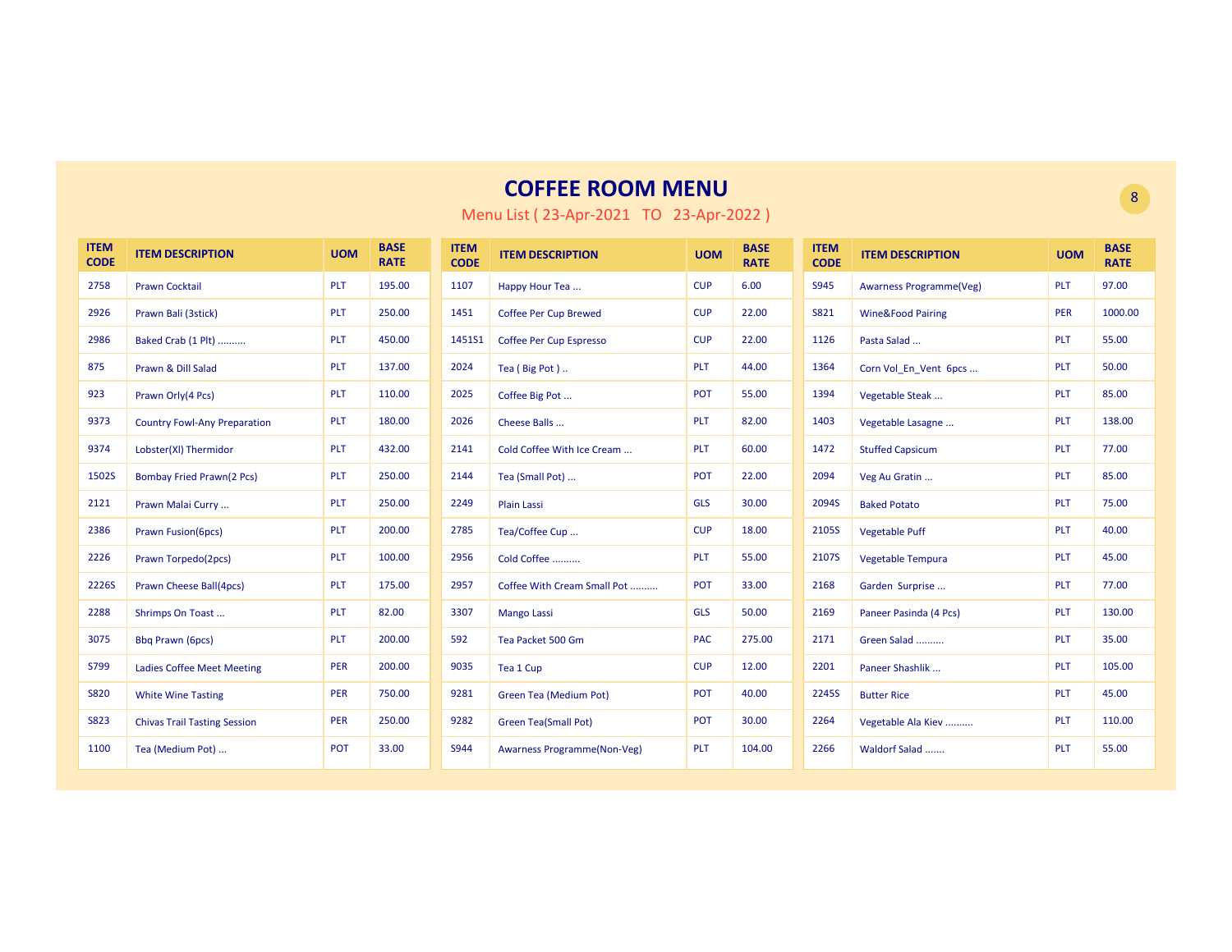# COFFEE ROOM MENU

Menu List ( 23-Apr-2021 TO 23-Apr-2022 )

| ITEM CODE | ITEM DESCRIPTION | UOM | BASE RATE |
|---|---|---|---|
| 2758 | Prawn Cocktail | PLT | 195.00 |
| 2926 | Prawn Bali (3stick) | PLT | 250.00 |
| 2986 | Baked Crab (1 Plt) .......... | PLT | 450.00 |
| 875 | Prawn & Dill Salad | PLT | 137.00 |
| 923 | Prawn Orly(4 Pcs) | PLT | 110.00 |
| 9373 | Country Fowl-Any Preparation | PLT | 180.00 |
| 9374 | Lobster(Xl) Thermidor | PLT | 432.00 |
| 1502S | Bombay Fried Prawn(2 Pcs) | PLT | 250.00 |
| 2121 | Prawn Malai Curry ... | PLT | 250.00 |
| 2386 | Prawn Fusion(6pcs) | PLT | 200.00 |
| 2226 | Prawn Torpedo(2pcs) | PLT | 100.00 |
| 2226S | Prawn Cheese Ball(4pcs) | PLT | 175.00 |
| 2288 | Shrimps On Toast ... | PLT | 82.00 |
| 3075 | Bbq Prawn (6pcs) | PLT | 200.00 |
| S799 | Ladies Coffee Meet Meeting | PER | 200.00 |
| S820 | White Wine Tasting | PER | 750.00 |
| S823 | Chivas Trail Tasting Session | PER | 250.00 |
| 1100 | Tea (Medium Pot) ... | POT | 33.00 |
| 1107 | Happy Hour Tea ... | CUP | 6.00 |
| 1451 | Coffee Per Cup Brewed | CUP | 22.00 |
| 1451S1 | Coffee Per Cup Espresso | CUP | 22.00 |
| 2024 | Tea ( Big Pot ) .. | PLT | 44.00 |
| 2025 | Coffee Big Pot ... | POT | 55.00 |
| 2026 | Cheese Balls ... | PLT | 82.00 |
| 2141 | Cold Coffee With Ice Cream ... | PLT | 60.00 |
| 2144 | Tea (Small Pot) ... | POT | 22.00 |
| 2249 | Plain Lassi | GLS | 30.00 |
| 2785 | Tea/Coffee Cup ... | CUP | 18.00 |
| 2956 | Cold Coffee .......... | PLT | 55.00 |
| 2957 | Coffee With Cream Small Pot .......... | POT | 33.00 |
| 3307 | Mango Lassi | GLS | 50.00 |
| 592 | Tea Packet 500 Gm | PAC | 275.00 |
| 9035 | Tea 1 Cup | CUP | 12.00 |
| 9281 | Green Tea (Medium Pot) | POT | 40.00 |
| 9282 | Green Tea(Small Pot) | POT | 30.00 |
| S944 | Awarness Programme(Non-Veg) | PLT | 104.00 |
| S945 | Awarness Programme(Veg) | PLT | 97.00 |
| S821 | Wine&Food Pairing | PER | 1000.00 |
| 1126 | Pasta Salad ... | PLT | 55.00 |
| 1364 | Corn Vol_En_Vent 6pcs ... | PLT | 50.00 |
| 1394 | Vegetable Steak ... | PLT | 85.00 |
| 1403 | Vegetable Lasagne ... | PLT | 138.00 |
| 1472 | Stuffed Capsicum | PLT | 77.00 |
| 2094 | Veg Au Gratin ... | PLT | 85.00 |
| 2094S | Baked Potato | PLT | 75.00 |
| 2105S | Vegetable Puff | PLT | 40.00 |
| 2107S | Vegetable Tempura | PLT | 45.00 |
| 2168 | Garden Surprise ... | PLT | 77.00 |
| 2169 | Paneer Pasinda (4 Pcs) | PLT | 130.00 |
| 2171 | Green Salad .......... | PLT | 35.00 |
| 2201 | Paneer Shashlik ... | PLT | 105.00 |
| 2245S | Butter Rice | PLT | 45.00 |
| 2264 | Vegetable Ala Kiev .......... | PLT | 110.00 |
| 2266 | Waldorf Salad ....... | PLT | 55.00 |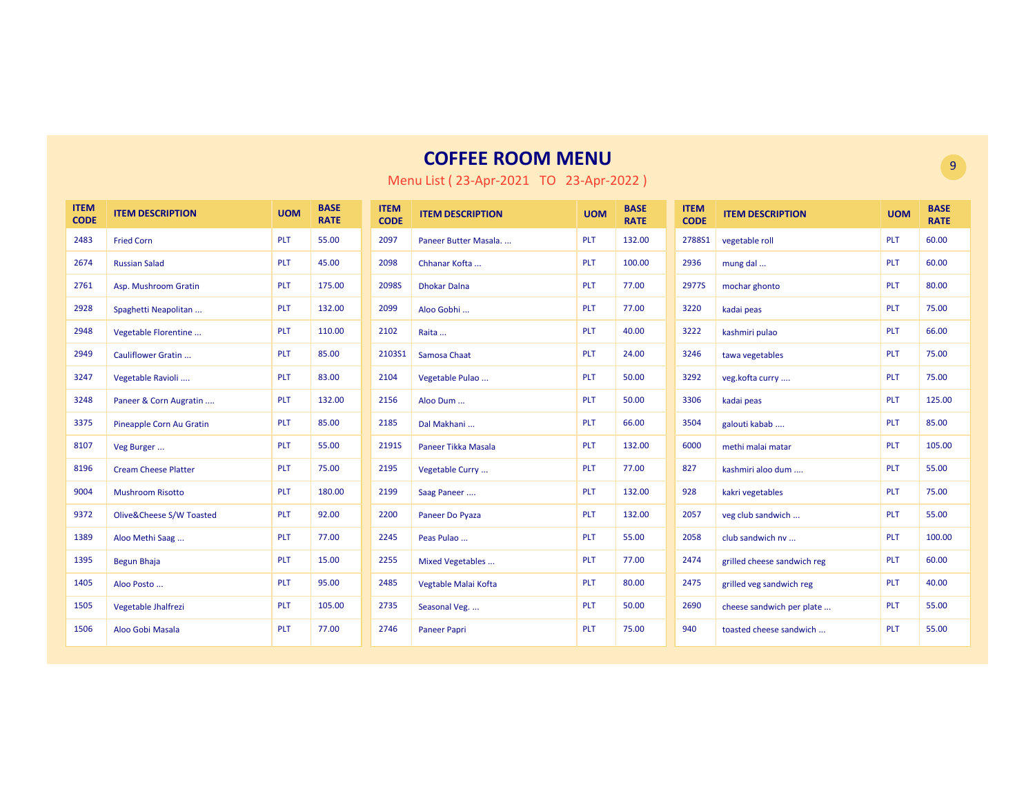# COFFEE ROOM MENU

Menu List ( 23-Apr-2021 TO 23-Apr-2022 )

| ITEM CODE | ITEM DESCRIPTION | UOM | BASE RATE |
|---|---|---|---|
| 2483 | Fried Corn | PLT | 55.00 |
| 2674 | Russian Salad | PLT | 45.00 |
| 2761 | Asp. Mushroom Gratin | PLT | 175.00 |
| 2928 | Spaghetti Neapolitan ... | PLT | 132.00 |
| 2948 | Vegetable Florentine ... | PLT | 110.00 |
| 2949 | Cauliflower Gratin ... | PLT | 85.00 |
| 3247 | Vegetable Ravioli .... | PLT | 83.00 |
| 3248 | Paneer & Corn Augratin .... | PLT | 132.00 |
| 3375 | Pineapple Corn Au Gratin | PLT | 85.00 |
| 8107 | Veg Burger ... | PLT | 55.00 |
| 8196 | Cream Cheese Platter | PLT | 75.00 |
| 9004 | Mushroom Risotto | PLT | 180.00 |
| 9372 | Olive&Cheese S/W Toasted | PLT | 92.00 |
| 1389 | Aloo Methi Saag ... | PLT | 77.00 |
| 1395 | Begun Bhaja | PLT | 15.00 |
| 1405 | Aloo Posto ... | PLT | 95.00 |
| 1505 | Vegetable Jhalfrezi | PLT | 105.00 |
| 1506 | Aloo Gobi Masala | PLT | 77.00 |
| 2097 | Paneer Butter Masala. ... | PLT | 132.00 |
| 2098 | Chhanar Kofta ... | PLT | 100.00 |
| 2098S | Dhokar Dalna | PLT | 77.00 |
| 2099 | Aloo Gobhi ... | PLT | 77.00 |
| 2102 | Raita ... | PLT | 40.00 |
| 2103S1 | Samosa Chaat | PLT | 24.00 |
| 2104 | Vegetable Pulao ... | PLT | 50.00 |
| 2156 | Aloo Dum ... | PLT | 50.00 |
| 2185 | Dal Makhani ... | PLT | 66.00 |
| 2191S | Paneer Tikka Masala | PLT | 132.00 |
| 2195 | Vegetable Curry ... | PLT | 77.00 |
| 2199 | Saag Paneer .... | PLT | 132.00 |
| 2200 | Paneer Do Pyaza | PLT | 132.00 |
| 2245 | Peas Pulao ... | PLT | 55.00 |
| 2255 | Mixed Vegetables ... | PLT | 77.00 |
| 2485 | Vegtable Malai Kofta | PLT | 80.00 |
| 2735 | Seasonal Veg. ... | PLT | 50.00 |
| 2746 | Paneer Papri | PLT | 75.00 |
| 2788S1 | vegetable roll | PLT | 60.00 |
| 2936 | mung dal ... | PLT | 60.00 |
| 2977S | mochar ghonto | PLT | 80.00 |
| 3220 | kadai peas | PLT | 75.00 |
| 3222 | kashmiri pulao | PLT | 66.00 |
| 3246 | tawa vegetables | PLT | 75.00 |
| 3292 | veg.kofta curry .... | PLT | 75.00 |
| 3306 | kadai peas | PLT | 125.00 |
| 3504 | galouti kabab .... | PLT | 85.00 |
| 6000 | methi malai matar | PLT | 105.00 |
| 827 | kashmiri aloo dum .... | PLT | 55.00 |
| 928 | kakri vegetables | PLT | 75.00 |
| 2057 | veg club sandwich ... | PLT | 55.00 |
| 2058 | club sandwich nv ... | PLT | 100.00 |
| 2474 | grilled cheese sandwich reg | PLT | 60.00 |
| 2475 | grilled veg sandwich reg | PLT | 40.00 |
| 2690 | cheese sandwich per plate ... | PLT | 55.00 |
| 940 | toasted cheese sandwich ... | PLT | 55.00 |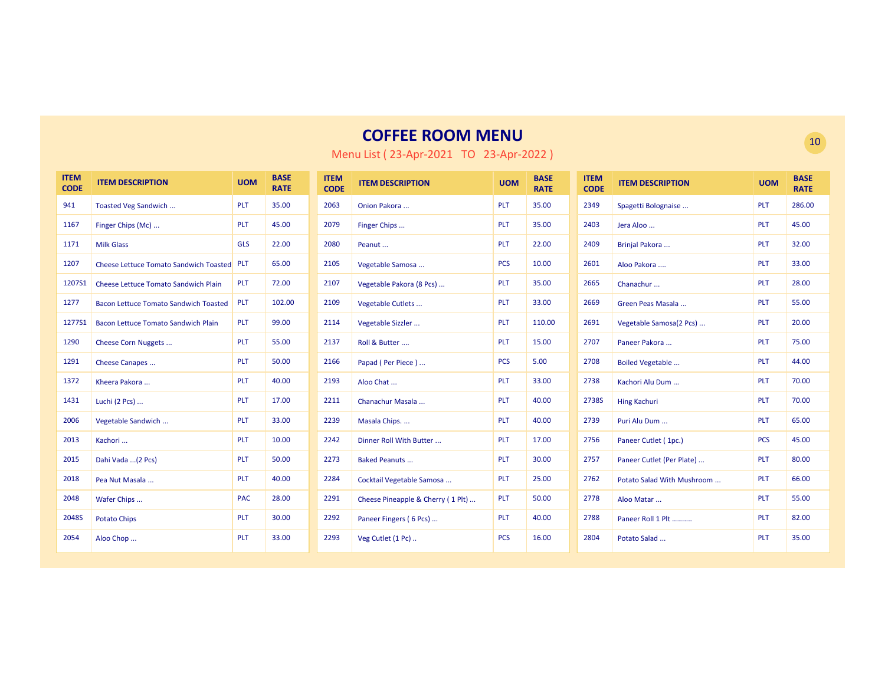# COFFEE ROOM MENU

Menu List ( 23-Apr-2021 TO 23-Apr-2022 )

| ITEM CODE | ITEM DESCRIPTION | UOM | BASE RATE |
|---|---|---|---|
| 941 | Toasted Veg Sandwich ... | PLT | 35.00 |
| 1167 | Finger Chips (Mc) ... | PLT | 45.00 |
| 1171 | Milk Glass | GLS | 22.00 |
| 1207 | Cheese Lettuce Tomato Sandwich Toasted | PLT | 65.00 |
| 1207S1 | Cheese Lettuce Tomato Sandwich Plain | PLT | 72.00 |
| 1277 | Bacon Lettuce Tomato Sandwich Toasted | PLT | 102.00 |
| 1277S1 | Bacon Lettuce Tomato Sandwich Plain | PLT | 99.00 |
| 1290 | Cheese Corn Nuggets ... | PLT | 55.00 |
| 1291 | Cheese Canapes ... | PLT | 50.00 |
| 1372 | Kheera Pakora ... | PLT | 40.00 |
| 1431 | Luchi (2 Pcs) ... | PLT | 17.00 |
| 2006 | Vegetable Sandwich ... | PLT | 33.00 |
| 2013 | Kachori ... | PLT | 10.00 |
| 2015 | Dahi Vada ...(2 Pcs) | PLT | 50.00 |
| 2018 | Pea Nut Masala ... | PLT | 40.00 |
| 2048 | Wafer Chips ... | PAC | 28.00 |
| 2048S | Potato Chips | PLT | 30.00 |
| 2054 | Aloo Chop ... | PLT | 33.00 |
| 2063 | Onion Pakora ... | PLT | 35.00 |
| 2079 | Finger Chips ... | PLT | 35.00 |
| 2080 | Peanut ... | PLT | 22.00 |
| 2105 | Vegetable Samosa ... | PCS | 10.00 |
| 2107 | Vegetable Pakora (8 Pcs) ... | PLT | 35.00 |
| 2109 | Vegetable Cutlets ... | PLT | 33.00 |
| 2114 | Vegetable Sizzler ... | PLT | 110.00 |
| 2137 | Roll & Butter .... | PLT | 15.00 |
| 2166 | Papad ( Per Piece ) ... | PCS | 5.00 |
| 2193 | Aloo Chat ... | PLT | 33.00 |
| 2211 | Chanachur Masala ... | PLT | 40.00 |
| 2239 | Masala Chips. ... | PLT | 40.00 |
| 2242 | Dinner Roll With Butter ... | PLT | 17.00 |
| 2273 | Baked Peanuts ... | PLT | 30.00 |
| 2284 | Cocktail Vegetable Samosa ... | PLT | 25.00 |
| 2291 | Cheese Pineapple & Cherry ( 1 Plt) ... | PLT | 50.00 |
| 2292 | Paneer Fingers ( 6 Pcs) ... | PLT | 40.00 |
| 2293 | Veg Cutlet (1 Pc) .. | PCS | 16.00 |
| 2349 | Spagetti Bolognaise ... | PLT | 286.00 |
| 2403 | Jera Aloo ... | PLT | 45.00 |
| 2409 | Brinjal Pakora ... | PLT | 32.00 |
| 2601 | Aloo Pakora .... | PLT | 33.00 |
| 2665 | Chanachur ... | PLT | 28.00 |
| 2669 | Green Peas Masala ... | PLT | 55.00 |
| 2691 | Vegetable Samosa(2 Pcs) ... | PLT | 20.00 |
| 2707 | Paneer Pakora ... | PLT | 75.00 |
| 2708 | Boiled Vegetable ... | PLT | 44.00 |
| 2738 | Kachori Alu Dum ... | PLT | 70.00 |
| 2738S | Hing Kachuri | PLT | 70.00 |
| 2739 | Puri Alu Dum ... | PLT | 65.00 |
| 2756 | Paneer Cutlet ( 1pc.) | PCS | 45.00 |
| 2757 | Paneer Cutlet (Per Plate) ... | PLT | 80.00 |
| 2762 | Potato Salad With Mushroom ... | PLT | 66.00 |
| 2778 | Aloo Matar ... | PLT | 55.00 |
| 2788 | Paneer Roll 1 Plt ......... | PLT | 82.00 |
| 2804 | Potato Salad ... | PLT | 35.00 |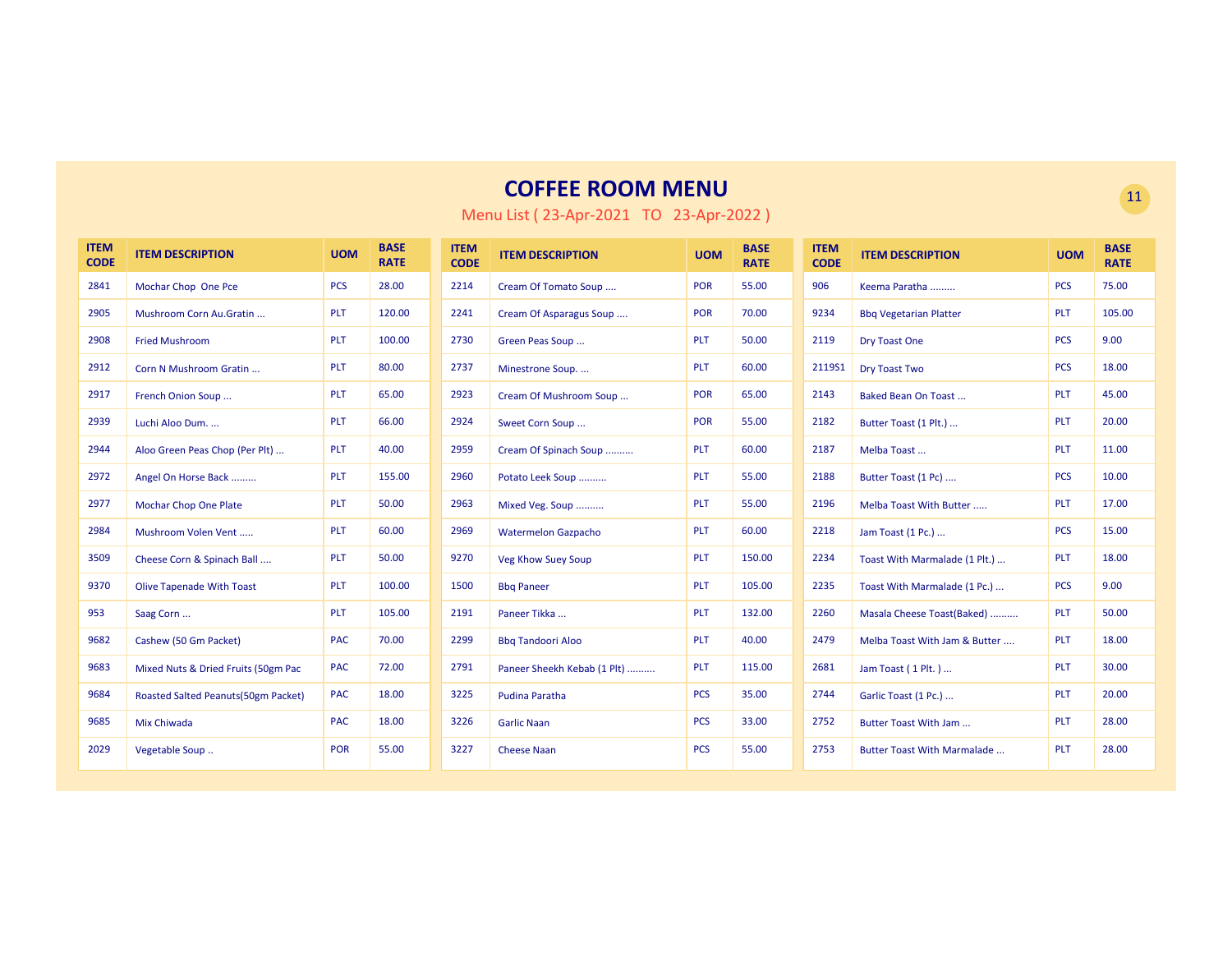# COFFEE ROOM MENU

Menu List ( 23-Apr-2021 TO 23-Apr-2022 )

| ITEM CODE | ITEM DESCRIPTION | UOM | BASE RATE |
|---|---|---|---|
| 2841 | Mochar Chop One Pce | PCS | 28.00 |
| 2905 | Mushroom Corn Au.Gratin ... | PLT | 120.00 |
| 2908 | Fried Mushroom | PLT | 100.00 |
| 2912 | Corn N Mushroom Gratin ... | PLT | 80.00 |
| 2917 | French Onion Soup ... | PLT | 65.00 |
| 2939 | Luchi Aloo Dum. ... | PLT | 66.00 |
| 2944 | Aloo Green Peas Chop (Per Plt) ... | PLT | 40.00 |
| 2972 | Angel On Horse Back ......... | PLT | 155.00 |
| 2977 | Mochar Chop One Plate | PLT | 50.00 |
| 2984 | Mushroom Volen Vent ..... | PLT | 60.00 |
| 3509 | Cheese Corn & Spinach Ball .... | PLT | 50.00 |
| 9370 | Olive Tapenade With Toast | PLT | 100.00 |
| 953 | Saag Corn ... | PLT | 105.00 |
| 9682 | Cashew (50 Gm Packet) | PAC | 70.00 |
| 9683 | Mixed Nuts & Dried Fruits (50gm Pac | PAC | 72.00 |
| 9684 | Roasted Salted Peanuts(50gm Packet) | PAC | 18.00 |
| 9685 | Mix Chiwada | PAC | 18.00 |
| 2029 | Vegetable Soup .. | POR | 55.00 |
| 2214 | Cream Of Tomato Soup .... | POR | 55.00 |
| 2241 | Cream Of Asparagus Soup .... | POR | 70.00 |
| 2730 | Green Peas Soup ... | PLT | 50.00 |
| 2737 | Minestrone Soup. ... | PLT | 60.00 |
| 2923 | Cream Of Mushroom Soup ... | POR | 65.00 |
| 2924 | Sweet Corn Soup ... | POR | 55.00 |
| 2959 | Cream Of Spinach Soup ......... | PLT | 60.00 |
| 2960 | Potato Leek Soup ......... | PLT | 55.00 |
| 2963 | Mixed Veg. Soup ......... | PLT | 55.00 |
| 2969 | Watermelon Gazpacho | PLT | 60.00 |
| 9270 | Veg Khow Suey Soup | PLT | 150.00 |
| 1500 | Bbq Paneer | PLT | 105.00 |
| 2191 | Paneer Tikka ... | PLT | 132.00 |
| 2299 | Bbq Tandoori Aloo | PLT | 40.00 |
| 2791 | Paneer Sheekh Kebab (1 Plt) ......... | PLT | 115.00 |
| 3225 | Pudina Paratha | PCS | 35.00 |
| 3226 | Garlic Naan | PCS | 33.00 |
| 3227 | Cheese Naan | PCS | 55.00 |
| 906 | Keema Paratha ......... | PCS | 75.00 |
| 9234 | Bbq Vegetarian Platter | PLT | 105.00 |
| 2119 | Dry Toast One | PCS | 9.00 |
| 2119S1 | Dry Toast Two | PCS | 18.00 |
| 2143 | Baked Bean On Toast ... | PLT | 45.00 |
| 2182 | Butter Toast (1 Plt.) ... | PLT | 20.00 |
| 2187 | Melba Toast ... | PLT | 11.00 |
| 2188 | Butter Toast (1 Pc) .... | PCS | 10.00 |
| 2196 | Melba Toast With Butter ..... | PLT | 17.00 |
| 2218 | Jam Toast (1 Pc.) ... | PCS | 15.00 |
| 2234 | Toast With Marmalade (1 Plt.) ... | PLT | 18.00 |
| 2235 | Toast With Marmalade (1 Pc.) ... | PCS | 9.00 |
| 2260 | Masala Cheese Toast(Baked) ......... | PLT | 50.00 |
| 2479 | Melba Toast With Jam & Butter .... | PLT | 18.00 |
| 2681 | Jam Toast ( 1 Plt. ) ... | PLT | 30.00 |
| 2744 | Garlic Toast (1 Pc.) ... | PLT | 20.00 |
| 2752 | Butter Toast With Jam ... | PLT | 28.00 |
| 2753 | Butter Toast With Marmalade ... | PLT | 28.00 |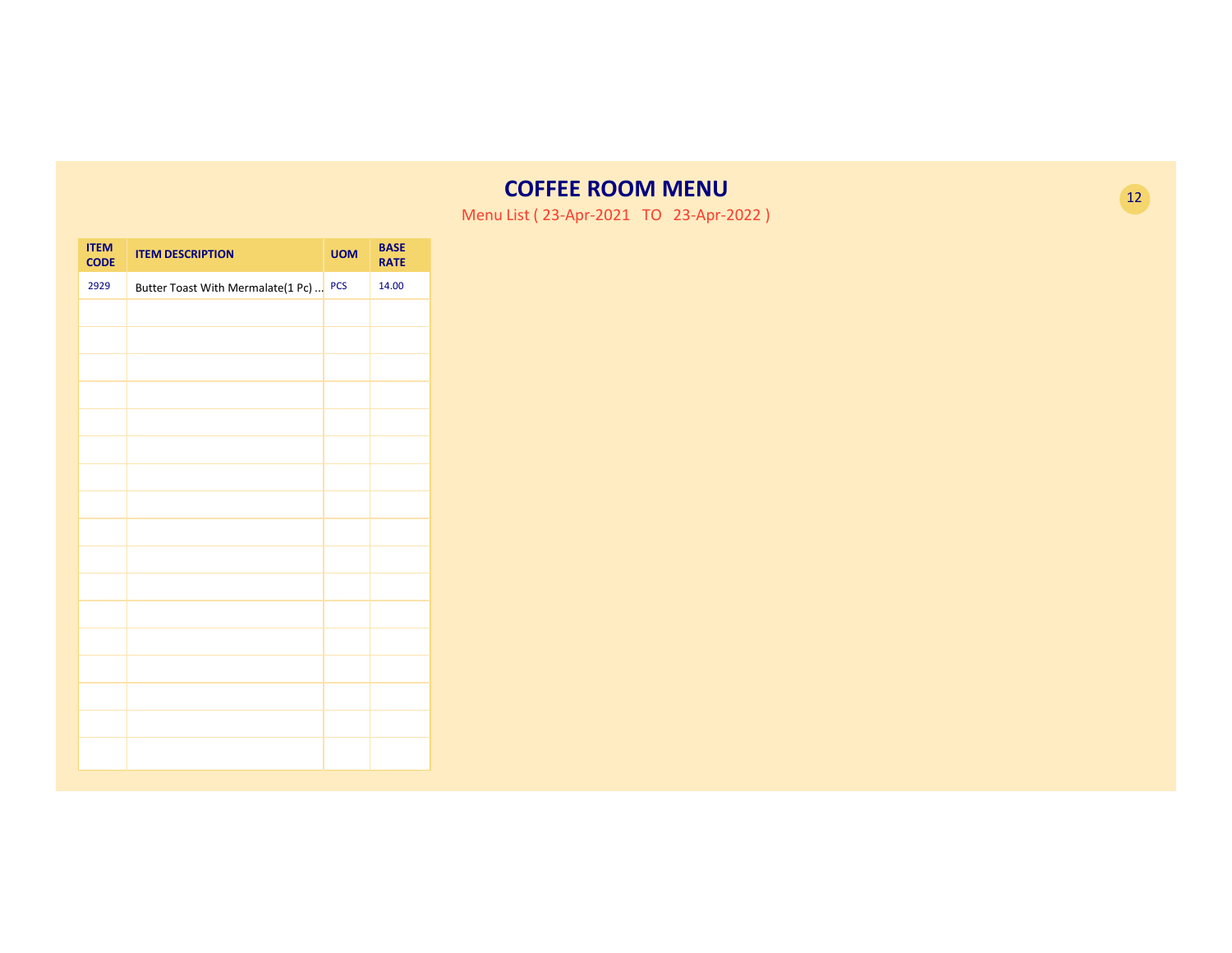# COFFEE ROOM MENU

Menu List ( 23-Apr-2021 TO 23-Apr-2022 )

| ITEM CODE | ITEM DESCRIPTION | UOM | BASE RATE |
|---|---|---|---|
| 2929 | Butter Toast With Mermalate(1 Pc) ... | PCS | 14.00 |